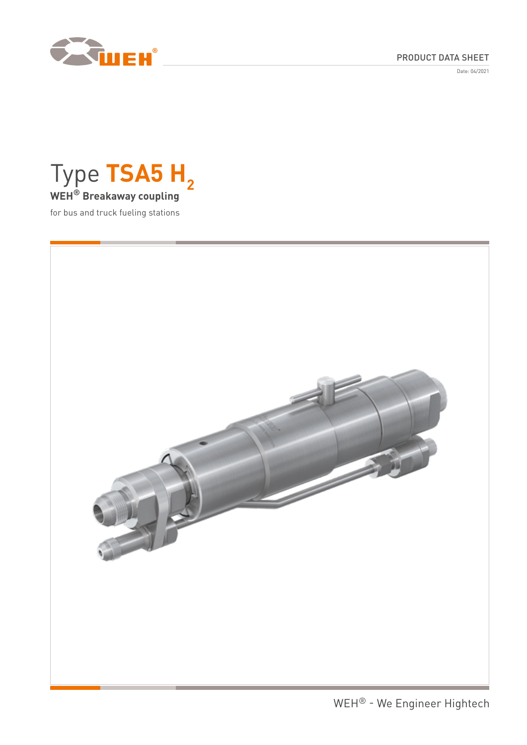PRODUCT DATA SHEET

Date: 04/2021

# Type TSA5 $H_2$

**WEH® Breakaway coupling**

for bus and truck fueling stations

WEH® - We Engineer Hightech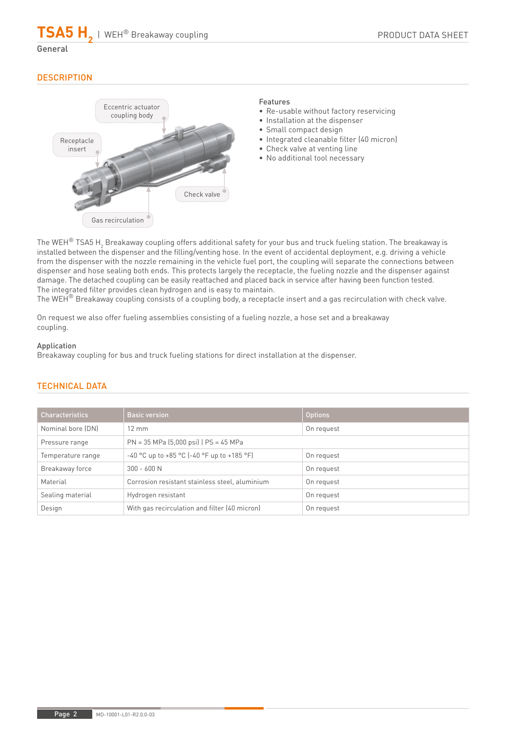## General

## DESCRIPTION

Eccentric actuator coupling body

Receptacle insert

Check valve

Gas recirculation

**Features**

- Re-usable without factory reservicing
- Installation at the dispenser
- Small compact design
- Integrated cleanable filter (40 micron)
- Check valve at venting line
- No additional tool necessary

The WEH® TSA5 $H_2$ Breakaway coupling offers additional safety for your bus and truck fueling station. The breakaway is installed between the dispenser and the filling/venting hose. In the event of accidental deployment, e.g. driving a vehicle from the dispenser with the nozzle remaining in the vehicle fuel port, the coupling will separate the connections between dispenser and hose sealing both ends. This protects largely the receptacle, the fueling nozzle and the dispenser against damage. The detached coupling can be easily reattached and placed back in service after having been function tested.
The integrated filter provides clean hydrogen and is easy to maintain.
The WEH® Breakaway coupling consists of a coupling body, a receptacle insert and a gas recirculation with check valve.

On request we also offer fueling assemblies consisting of a fueling nozzle, a hose set and a breakaway coupling.

**Application**
Breakaway coupling for bus and truck fueling stations for direct installation at the dispenser.

## TECHNICAL DATA

| Characteristics | Basic version | Options |
|---|---|---|
| Nominal bore (DN) | 12 mm | On request |
| Pressure range | PN = 35 MPa (5,000 psi) \| PS = 45 MPa | |
| Temperature range | -40 °C up to +85 °C (-40 °F up to +185 °F) | On request |
| Breakaway force | 300 - 600 N | On request |
| Material | Corrosion resistant stainless steel, aluminium | On request |
| Sealing material | Hydrogen resistant | On request |
| Design | With gas recirculation and filter (40 micron) | On request |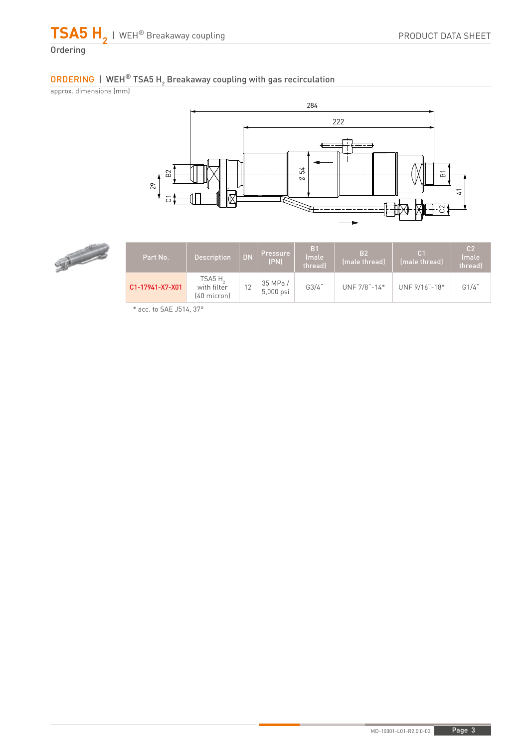## Ordering

### ORDERING | WEH® TSA5 $H_2$ Breakaway coupling with gas recirculation

approx. dimensions (mm)

| Part No. | Description | DN | Pressure (PN) | B1 (male thread) | B2 (male thread) | C1 (male thread) | C2 (male thread) |
|---|---|---|---|---|---|---|---|
| C1-17941-X7-X01 | TSA5 $H_2$ with filter (40 micron) | 12 | 35 MPa / 5,000 psi | G3/4" | UNF 7/8"-14* | UNF 9/16"-18* | G1/4" |

* acc. to SAE J514, 37°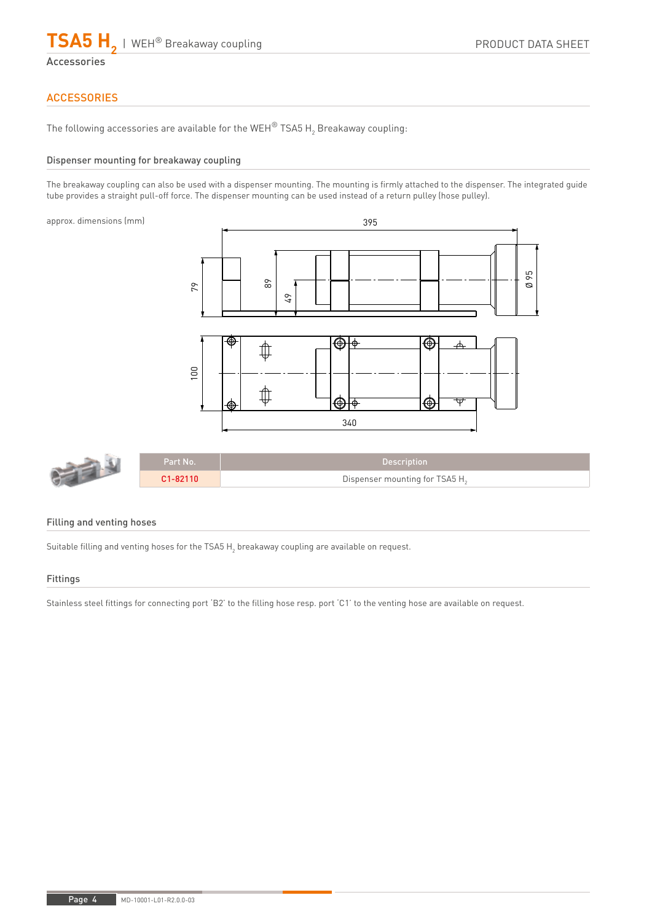## ACCESSORIES

The following accessories are available for the WEH® TSA5 $H_2$ Breakaway coupling:

### Dispenser mounting for breakaway coupling

The breakaway coupling can also be used with a dispenser mounting. The mounting is firmly attached to the dispenser. The integrated guide tube provides a straight pull-off force. The dispenser mounting can be used instead of a return pulley (hose pulley).

approx. dimensions (mm)

| Part No. | Description |
|---|---|
| C1-82110 | Dispenser mounting for TSA5 $H_2$ |

### Filling and venting hoses

Suitable filling and venting hoses for the TSA5 $H_2$ breakaway coupling are available on request.

### Fittings

Stainless steel fittings for connecting port 'B2' to the filling hose resp. port 'C1' to the venting hose are available on request.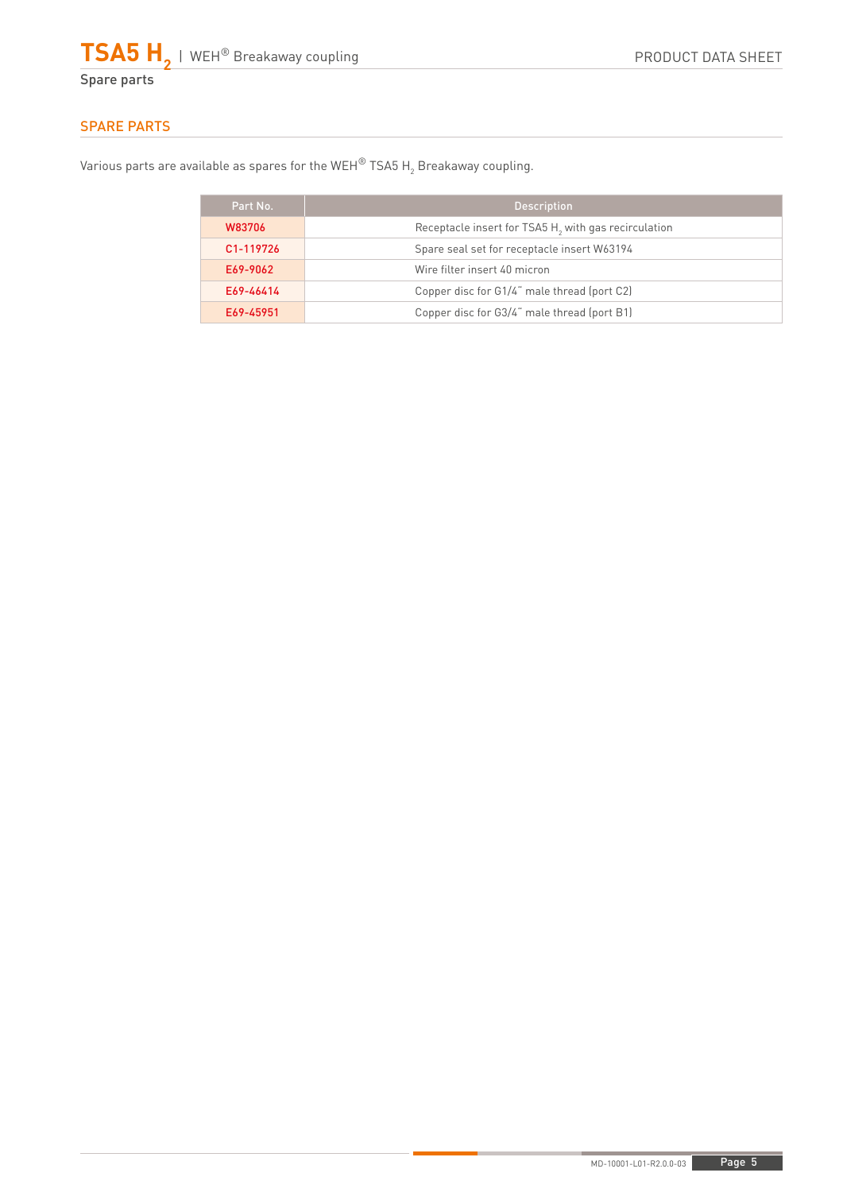## SPARE PARTS

Various parts are available as spares for the WEH® TSA5 $H_2$ Breakaway coupling.

| Part No. | Description |
|---|---|
| W83706 | Receptacle insert for TSA5 $H_2$ with gas recirculation |
| C1-119726 | Spare seal set for receptacle insert W63194 |
| E69-9062 | Wire filter insert 40 micron |
| E69-46414 | Copper disc for G1/4" male thread (port C2) |
| E69-45951 | Copper disc for G3/4" male thread (port B1) |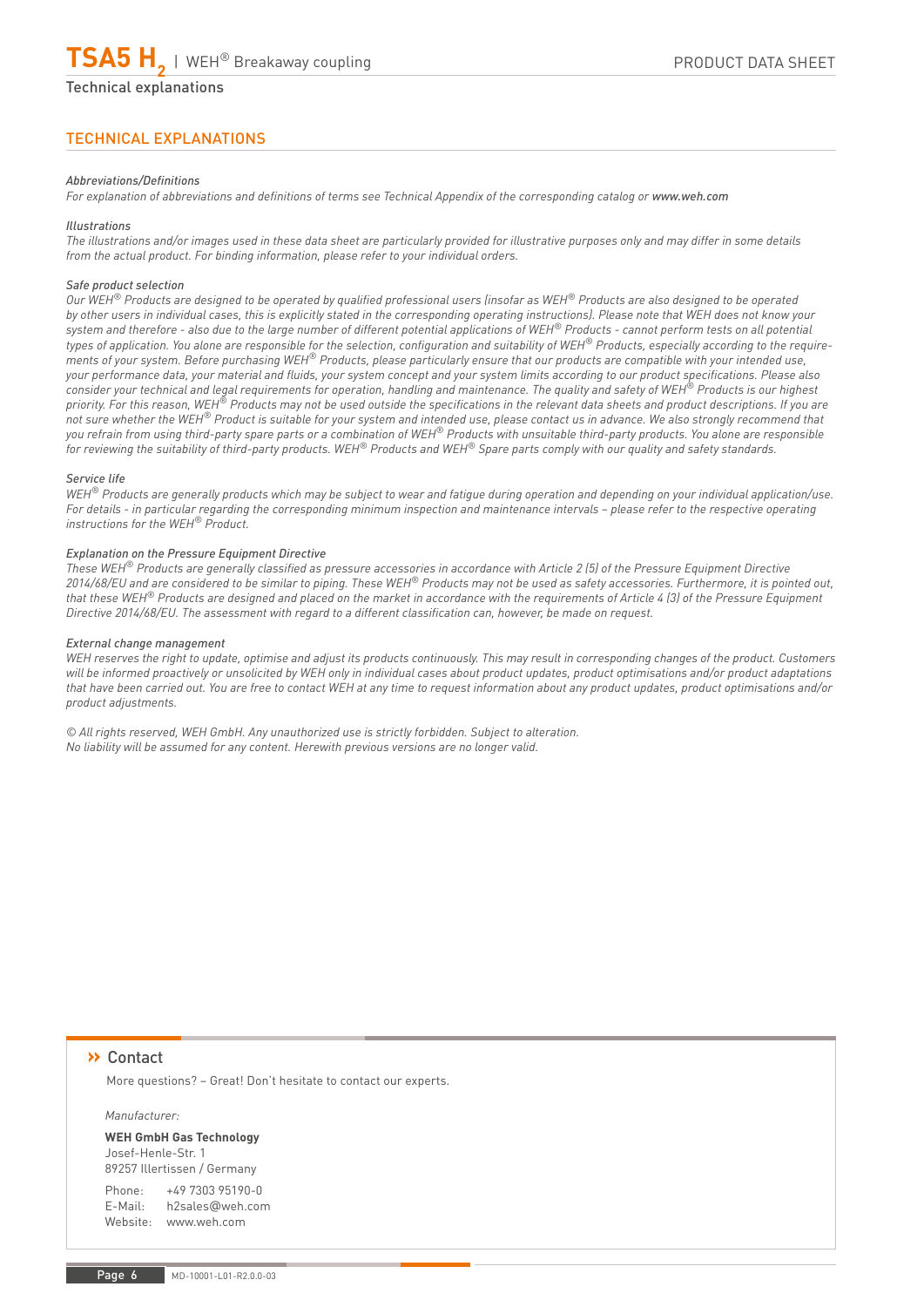## TECHNICAL EXPLANATIONS

*Abbreviations/Definitions*

*For explanation of abbreviations and definitions of terms see Technical Appendix of the corresponding catalog or www.weh.com*

*Illustrations*

*The illustrations and/or images used in these data sheet are particularly provided for illustrative purposes only and may differ in some details from the actual product. For binding information, please refer to your individual orders.*

*Safe product selection*

*Our WEH® Products are designed to be operated by qualified professional users (insofar as WEH® Products are also designed to be operated by other users in individual cases, this is explicitly stated in the corresponding operating instructions). Please note that WEH does not know your system and therefore - also due to the large number of different potential applications of WEH® Products - cannot perform tests on all potential types of application. You alone are responsible for the selection, configuration and suitability of WEH® Products, especially according to the requirements of your system. Before purchasing WEH® Products, please particularly ensure that our products are compatible with your intended use, your performance data, your material and fluids, your system concept and your system limits according to our product specifications. Please also consider your technical and legal requirements for operation, handling and maintenance. The quality and safety of WEH® Products is our highest priority. For this reason, WEH® Products may not be used outside the specifications in the relevant data sheets and product descriptions. If you are not sure whether the WEH® Product is suitable for your system and intended use, please contact us in advance. We also strongly recommend that you refrain from using third-party spare parts or a combination of WEH® Products with unsuitable third-party products. You alone are responsible for reviewing the suitability of third-party products. WEH® Products and WEH® Spare parts comply with our quality and safety standards.*

*Service life*

*WEH® Products are generally products which may be subject to wear and fatigue during operation and depending on your individual application/use. For details - in particular regarding the corresponding minimum inspection and maintenance intervals – please refer to the respective operating instructions for the WEH® Product.*

*Explanation on the Pressure Equipment Directive*

*These WEH® Products are generally classified as pressure accessories in accordance with Article 2 (5) of the Pressure Equipment Directive 2014/68/EU and are considered to be similar to piping. These WEH® Products may not be used as safety accessories. Furthermore, it is pointed out, that these WEH® Products are designed and placed on the market in accordance with the requirements of Article 4 (3) of the Pressure Equipment Directive 2014/68/EU. The assessment with regard to a different classification can, however, be made on request.*

*External change management*

*WEH reserves the right to update, optimise and adjust its products continuously. This may result in corresponding changes of the product. Customers will be informed proactively or unsolicited by WEH only in individual cases about product updates, product optimisations and/or product adaptations that have been carried out. You are free to contact WEH at any time to request information about any product updates, product optimisations and/or product adjustments.*

*© All rights reserved, WEH GmbH. Any unauthorized use is strictly forbidden. Subject to alteration.*
*No liability will be assumed for any content. Herewith previous versions are no longer valid.*

### » Contact

More questions? – Great! Don't hesitate to contact our experts.

*Manufacturer:*

**WEH GmbH Gas Technology**
Josef-Henle-Str. 1
89257 Illertissen / Germany

Phone: +49 7303 95190-0
E-Mail: h2sales@weh.com
Website: www.weh.com

MD-10001-L01-R2.0.0-03